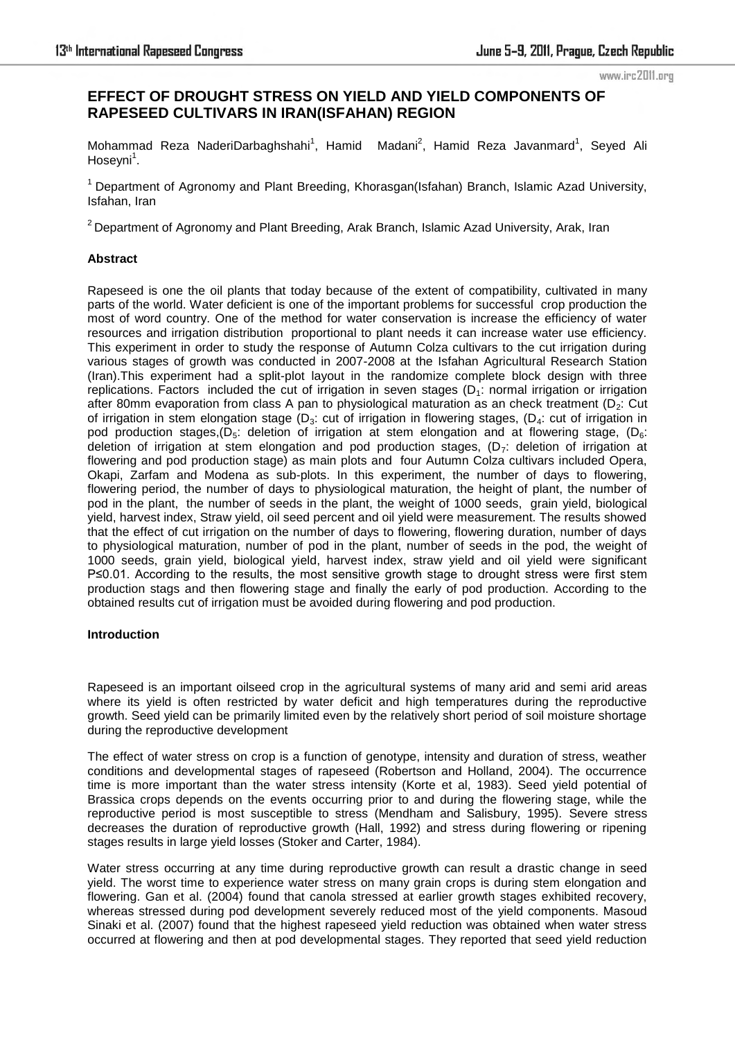# EFFECT OF DROUGHT STRESS ON YIELD AND YIELD COMPONENTS OF RAPESEED CULTIVARS IN IRAN(ISFAHAN) REGION

Mohammad Reza NaderiDarbaghshahi[1], Hamid Madani[2], Hamid Reza Javanmard[1], Seyed Ali Hoseyni[1].

[1] Department of Agronomy and Plant Breeding, Khorasgan(Isfahan) Branch, Islamic Azad University, Isfahan, Iran

[2] Department of Agronomy and Plant Breeding, Arak Branch, Islamic Azad University, Arak, Iran

### Abstract

Rapeseed is one the oil plants that today because of the extent of compatibility, cultivated in many parts of the world. Water deficient is one of the important problems for successful crop production the most of word country. One of the method for water conservation is increase the efficiency of water resources and irrigation distribution proportional to plant needs it can increase water use efficiency. This experiment in order to study the response of Autumn Colza cultivars to the cut irrigation during various stages of growth was conducted in 2007-2008 at the Isfahan Agricultural Research Station (Iran).This experiment had a split-plot layout in the randomize complete block design with three replications. Factors included the cut of irrigation in seven stages ($D_1$: normal irrigation or irrigation after 80mm evaporation from class A pan to physiological maturation as an check treatment ($D_2$: Cut of irrigation in stem elongation stage ($D_3$: cut of irrigation in flowering stages, ($D_4$: cut of irrigation in pod production stages,($D_5$: deletion of irrigation at stem elongation and at flowering stage, ($D_6$: deletion of irrigation at stem elongation and pod production stages, ($D_7$: deletion of irrigation at flowering and pod production stage) as main plots and four Autumn Colza cultivars included Opera, Okapi, Zarfam and Modena as sub-plots. In this experiment, the number of days to flowering, flowering period, the number of days to physiological maturation, the height of plant, the number of pod in the plant, the number of seeds in the plant, the weight of 1000 seeds, grain yield, biological yield, harvest index, Straw yield, oil seed percent and oil yield were measurement. The results showed that the effect of cut irrigation on the number of days to flowering, flowering duration, number of days to physiological maturation, number of pod in the plant, number of seeds in the pod, the weight of 1000 seeds, grain yield, biological yield, harvest index, straw yield and oil yield were significant $P \leq 0.01$. According to the results, the most sensitive growth stage to drought stress were first stem production stags and then flowering stage and finally the early of pod production. According to the obtained results cut of irrigation must be avoided during flowering and pod production.

### Introduction

Rapeseed is an important oilseed crop in the agricultural systems of many arid and semi arid areas where its yield is often restricted by water deficit and high temperatures during the reproductive growth. Seed yield can be primarily limited even by the relatively short period of soil moisture shortage during the reproductive development

The effect of water stress on crop is a function of genotype, intensity and duration of stress, weather conditions and developmental stages of rapeseed (Robertson and Holland, 2004). The occurrence time is more important than the water stress intensity (Korte et al, 1983). Seed yield potential of Brassica crops depends on the events occurring prior to and during the flowering stage, while the reproductive period is most susceptible to stress (Mendham and Salisbury, 1995). Severe stress decreases the duration of reproductive growth (Hall, 1992) and stress during flowering or ripening stages results in large yield losses (Stoker and Carter, 1984).

Water stress occurring at any time during reproductive growth can result a drastic change in seed yield. The worst time to experience water stress on many grain crops is during stem elongation and flowering. Gan et al. (2004) found that canola stressed at earlier growth stages exhibited recovery, whereas stressed during pod development severely reduced most of the yield components. Masoud Sinaki et al. (2007) found that the highest rapeseed yield reduction was obtained when water stress occurred at flowering and then at pod developmental stages. They reported that seed yield reduction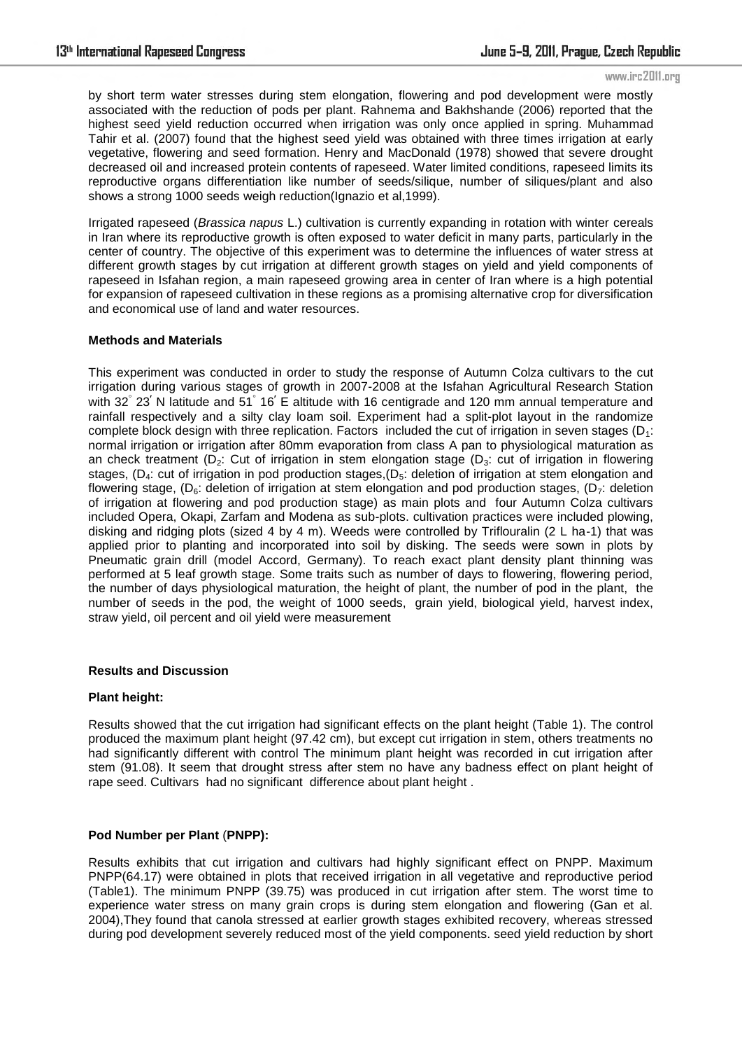by short term water stresses during stem elongation, flowering and pod development were mostly associated with the reduction of pods per plant. Rahnema and Bakhshande (2006) reported that the highest seed yield reduction occurred when irrigation was only once applied in spring. Muhammad Tahir et al. (2007) found that the highest seed yield was obtained with three times irrigation at early vegetative, flowering and seed formation. Henry and MacDonald (1978) showed that severe drought decreased oil and increased protein contents of rapeseed. Water limited conditions, rapeseed limits its reproductive organs differentiation like number of seeds/silique, number of siliques/plant and also shows a strong 1000 seeds weigh reduction(Ignazio et al,1999).

Irrigated rapeseed (*Brassica napus* L.) cultivation is currently expanding in rotation with winter cereals in Iran where its reproductive growth is often exposed to water deficit in many parts, particularly in the center of country. The objective of this experiment was to determine the influences of water stress at different growth stages by cut irrigation at different growth stages on yield and yield components of rapeseed in Isfahan region, a main rapeseed growing area in center of Iran where is a high potential for expansion of rapeseed cultivation in these regions as a promising alternative crop for diversification and economical use of land and water resources.

**Methods and Materials**

This experiment was conducted in order to study the response of Autumn Colza cultivars to the cut irrigation during various stages of growth in 2007-2008 at the Isfahan Agricultural Research Station with 32° 23′ N latitude and 51° 16′ E altitude with 16 centigrade and 120 mm annual temperature and rainfall respectively and a silty clay loam soil. Experiment had a split-plot layout in the randomize complete block design with three replication. Factors included the cut of irrigation in seven stages ($D_1$: normal irrigation or irrigation after 80mm evaporation from class A pan to physiological maturation as an check treatment ($D_2$: Cut of irrigation in stem elongation stage ($D_3$: cut of irrigation in flowering stages, ($D_4$: cut of irrigation in pod production stages,($D_5$: deletion of irrigation at stem elongation and flowering stage, ($D_6$: deletion of irrigation at stem elongation and pod production stages, ($D_7$: deletion of irrigation at flowering and pod production stage) as main plots and four Autumn Colza cultivars included Opera, Okapi, Zarfam and Modena as sub-plots. cultivation practices were included plowing, disking and ridging plots (sized 4 by 4 m). Weeds were controlled by Triflouralin (2 L ha-1) that was applied prior to planting and incorporated into soil by disking. The seeds were sown in plots by Pneumatic grain drill (model Accord, Germany). To reach exact plant density plant thinning was performed at 5 leaf growth stage. Some traits such as number of days to flowering, flowering period, the number of days physiological maturation, the height of plant, the number of pod in the plant, the number of seeds in the pod, the weight of 1000 seeds, grain yield, biological yield, harvest index, straw yield, oil percent and oil yield were measurement

**Results and Discussion**

**Plant height:**

Results showed that the cut irrigation had significant effects on the plant height (Table 1). The control produced the maximum plant height (97.42 cm), but except cut irrigation in stem, others treatments no had significantly different with control The minimum plant height was recorded in cut irrigation after stem (91.08). It seem that drought stress after stem no have any badness effect on plant height of rape seed. Cultivars had no significant difference about plant height .

**Pod Number per Plant (PNPP):**

Results exhibits that cut irrigation and cultivars had highly significant effect on PNPP. Maximum PNPP(64.17) were obtained in plots that received irrigation in all vegetative and reproductive period (Table1). The minimum PNPP (39.75) was produced in cut irrigation after stem. The worst time to experience water stress on many grain crops is during stem elongation and flowering (Gan et al. 2004),They found that canola stressed at earlier growth stages exhibited recovery, whereas stressed during pod development severely reduced most of the yield components. seed yield reduction by short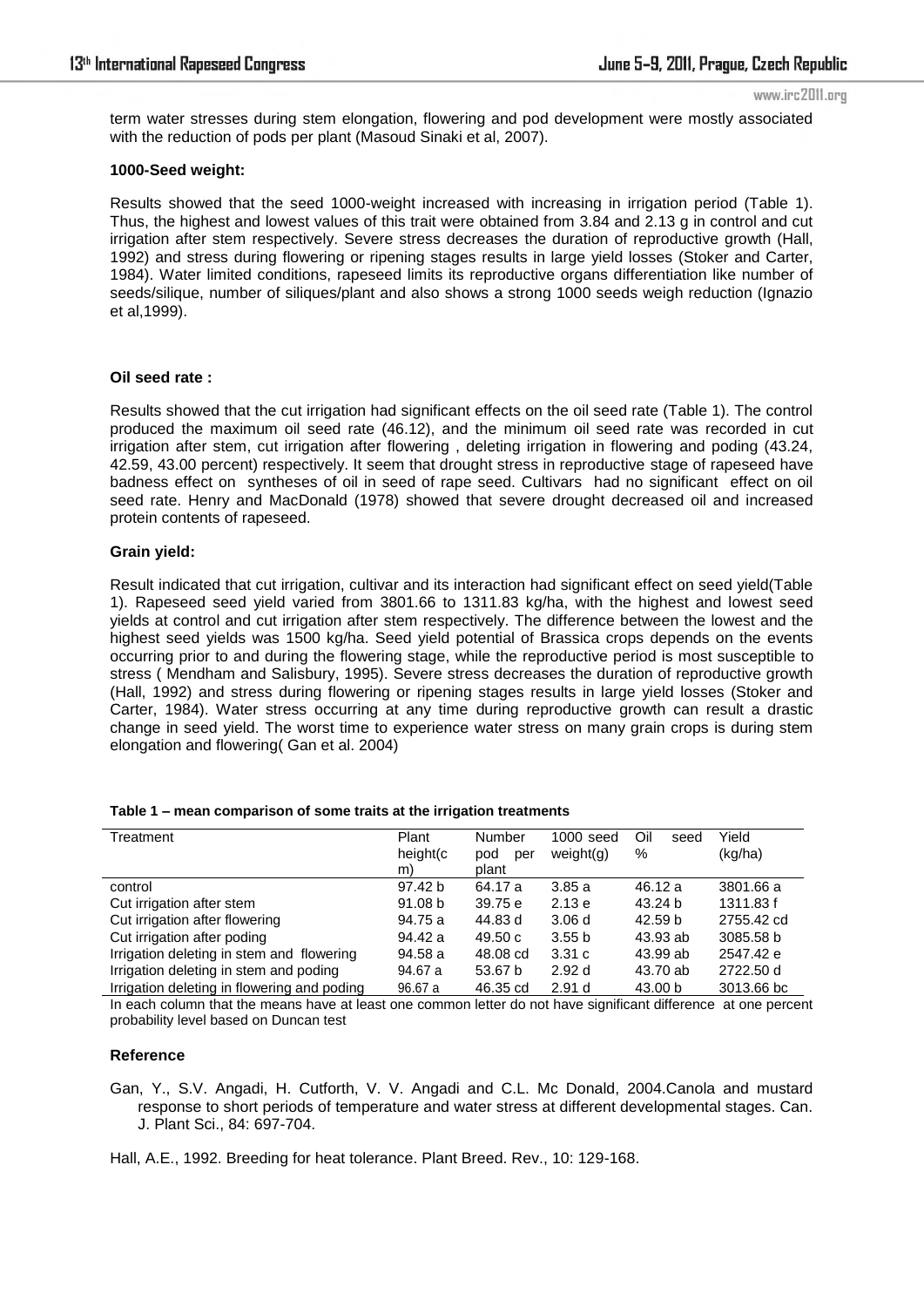term water stresses during stem elongation, flowering and pod development were mostly associated with the reduction of pods per plant (Masoud Sinaki et al, 2007).

**1000-Seed weight:**

Results showed that the seed 1000-weight increased with increasing in irrigation period (Table 1). Thus, the highest and lowest values of this trait were obtained from 3.84 and 2.13 g in control and cut irrigation after stem respectively. Severe stress decreases the duration of reproductive growth (Hall, 1992) and stress during flowering or ripening stages results in large yield losses (Stoker and Carter, 1984). Water limited conditions, rapeseed limits its reproductive organs differentiation like number of seeds/silique, number of siliques/plant and also shows a strong 1000 seeds weigh reduction (Ignazio et al,1999).

**Oil seed rate :**

Results showed that the cut irrigation had significant effects on the oil seed rate (Table 1). The control produced the maximum oil seed rate (46.12), and the minimum oil seed rate was recorded in cut irrigation after stem, cut irrigation after flowering , deleting irrigation in flowering and poding (43.24, 42.59, 43.00 percent) respectively. It seem that drought stress in reproductive stage of rapeseed have badness effect on syntheses of oil in seed of rape seed. Cultivars had no significant effect on oil seed rate. Henry and MacDonald (1978) showed that severe drought decreased oil and increased protein contents of rapeseed.

**Grain yield:**

Result indicated that cut irrigation, cultivar and its interaction had significant effect on seed yield(Table 1). Rapeseed seed yield varied from 3801.66 to 1311.83 kg/ha, with the highest and lowest seed yields at control and cut irrigation after stem respectively. The difference between the lowest and the highest seed yields was 1500 kg/ha. Seed yield potential of Brassica crops depends on the events occurring prior to and during the flowering stage, while the reproductive period is most susceptible to stress ( Mendham and Salisbury, 1995). Severe stress decreases the duration of reproductive growth (Hall, 1992) and stress during flowering or ripening stages results in large yield losses (Stoker and Carter, 1984). Water stress occurring at any time during reproductive growth can result a drastic change in seed yield. The worst time to experience water stress on many grain crops is during stem elongation and flowering( Gan et al. 2004)

**Table 1 – mean comparison of some traits at the irrigation treatments**

| Treatment | Plant height(cm) | Number pod per plant | 1000 seed weight(g) | Oil seed % | Yield (kg/ha) |
|---|---|---|---|---|---|
| control | 97.42 b | 64.17 a | 3.85 a | 46.12 a | 3801.66 a |
| Cut irrigation after stem | 91.08 b | 39.75 e | 2.13 e | 43.24 b | 1311.83 f |
| Cut irrigation after flowering | 94.75 a | 44.83 d | 3.06 d | 42.59 b | 2755.42 cd |
| Cut irrigation after poding | 94.42 a | 49.50 c | 3.55 b | 43.93 ab | 3085.58 b |
| Irrigation deleting in stem and flowering | 94.58 a | 48.08 cd | 3.31 c | 43.99 ab | 2547.42 e |
| Irrigation deleting in stem and poding | 94.67 a | 53.67 b | 2.92 d | 43.70 ab | 2722.50 d |
| Irrigation deleting in flowering and poding | 96.67 a | 46.35 cd | 2.91 d | 43.00 b | 3013.66 bc |

In each column that the means have at least one common letter do not have significant difference at one percent probability level based on Duncan test

**Reference**

Gan, Y., S.V. Angadi, H. Cutforth, V. V. Angadi and C.L. Mc Donald, 2004.Canola and mustard response to short periods of temperature and water stress at different developmental stages. Can. J. Plant Sci., 84: 697-704.

Hall, A.E., 1992. Breeding for heat tolerance. Plant Breed. Rev., 10: 129-168.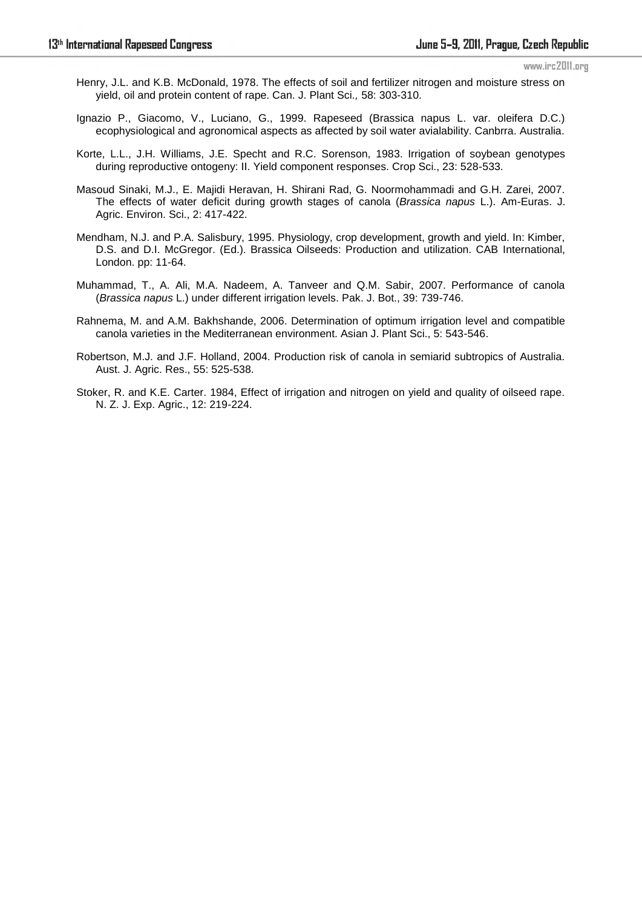Henry, J.L. and K.B. McDonald, 1978. The effects of soil and fertilizer nitrogen and moisture stress on yield, oil and protein content of rape. Can. J. Plant Sci., 58: 303-310.

Ignazio P., Giacomo, V., Luciano, G., 1999. Rapeseed (Brassica napus L. var. oleifera D.C.) ecophysiological and agronomical aspects as affected by soil water avialability. Canbrra. Australia.

Korte, L.L., J.H. Williams, J.E. Specht and R.C. Sorenson, 1983. Irrigation of soybean genotypes during reproductive ontogeny: II. Yield component responses. Crop Sci., 23: 528-533.

Masoud Sinaki, M.J., E. Majidi Heravan, H. Shirani Rad, G. Noormohammadi and G.H. Zarei, 2007. The effects of water deficit during growth stages of canola (*Brassica napus* L.). Am-Euras. J. Agric. Environ. Sci., 2: 417-422.

Mendham, N.J. and P.A. Salisbury, 1995. Physiology, crop development, growth and yield. In: Kimber, D.S. and D.I. McGregor. (Ed.). Brassica Oilseeds: Production and utilization. CAB International, London. pp: 11-64.

Muhammad, T., A. Ali, M.A. Nadeem, A. Tanveer and Q.M. Sabir, 2007. Performance of canola (*Brassica napus* L.) under different irrigation levels. Pak. J. Bot., 39: 739-746.

Rahnema, M. and A.M. Bakhshande, 2006. Determination of optimum irrigation level and compatible canola varieties in the Mediterranean environment. Asian J. Plant Sci., 5: 543-546.

Robertson, M.J. and J.F. Holland, 2004. Production risk of canola in semiarid subtropics of Australia. Aust. J. Agric. Res., 55: 525-538.

Stoker, R. and K.E. Carter. 1984, Effect of irrigation and nitrogen on yield and quality of oilseed rape. N. Z. J. Exp. Agric., 12: 219-224.